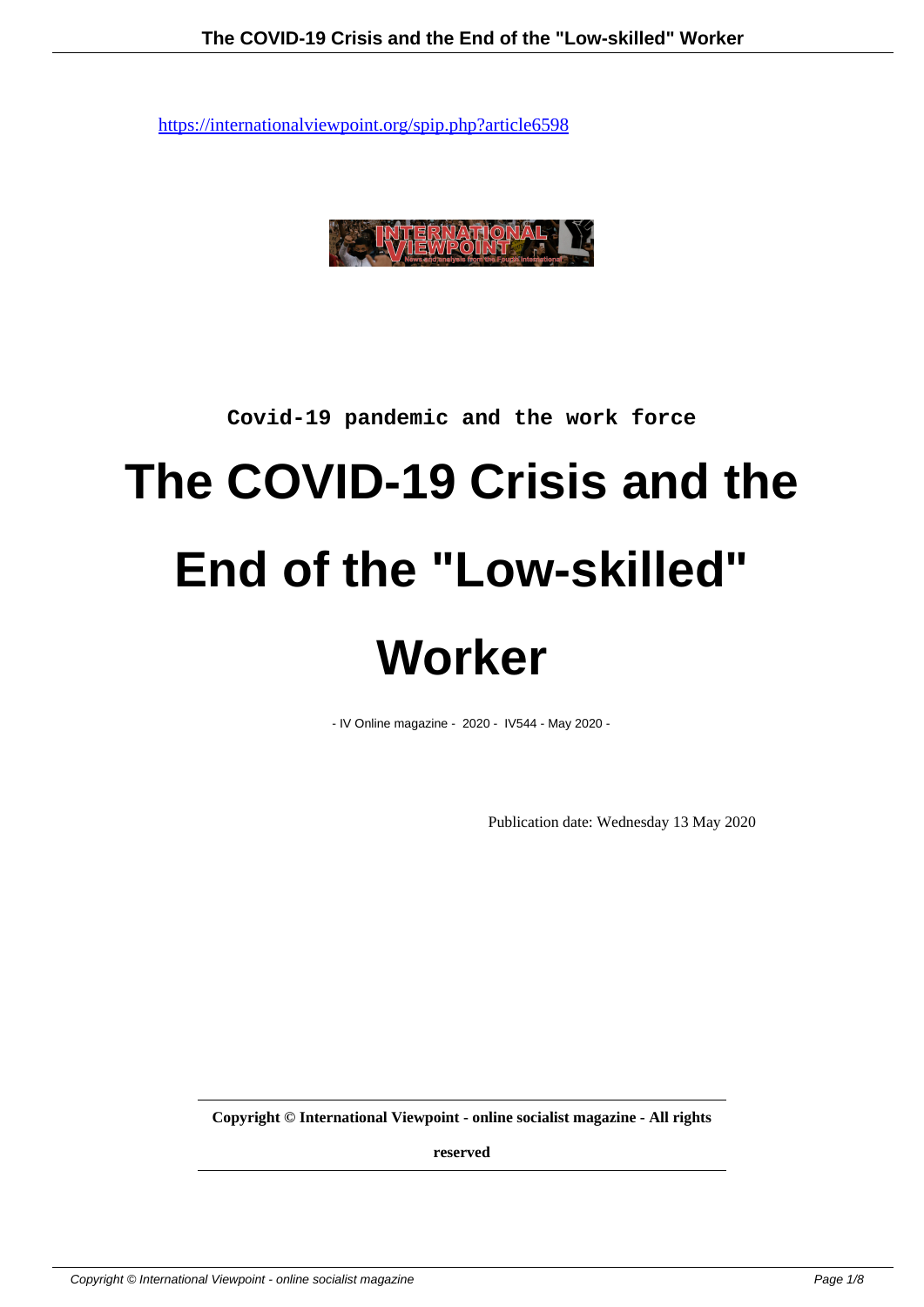https://internationalviewpoint.org/spip.php?article6598

Covid-19 pandemic and the work force

# The COVID-19 Crisis and the End of the "Low-skilled" Worker

- IV Online magazine - 2020 - IV544 - May 2020 -

Publication date: Wednesday 13 May 2020

**Copyright © International Viewpoint - online socialist magazine - All rights reserved**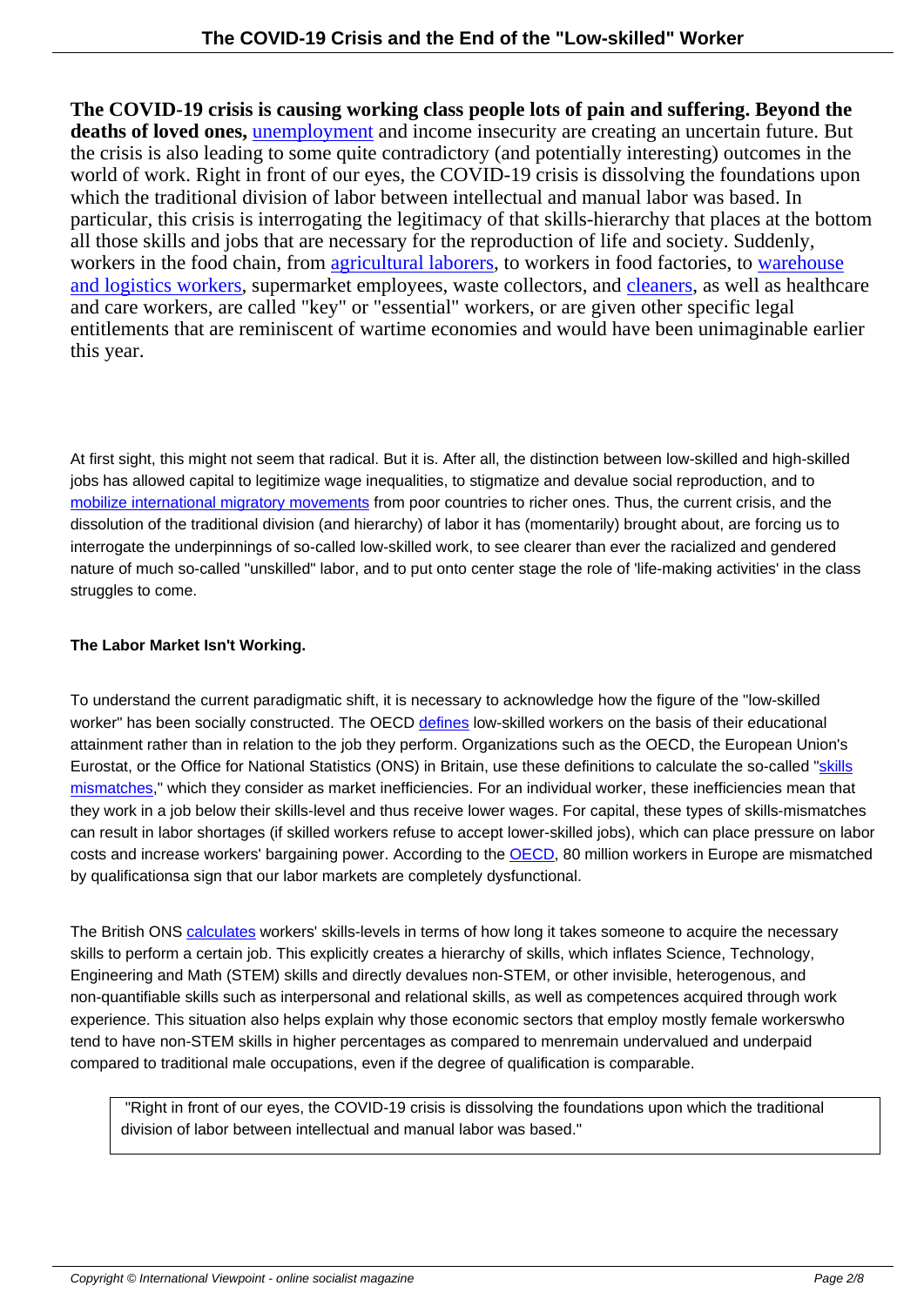**The COVID-19 crisis is causing working class people lots of pain and suffering. Beyond the deaths of loved ones,** unemployment and income insecurity are creating an uncertain future. But the crisis is also leading to some quite contradictory (and potentially interesting) outcomes in the world of work. Right in front of our eyes, the COVID-19 crisis is dissolving the foundations upon which the traditional division of labor between intellectual and manual labor was based. In particular, this crisis is interrogating the legitimacy of that skills-hierarchy that places at the bottom all those skills and jobs that are necessary for the reproduction of life and society. Suddenly, workers in the food chain, from agricultural laborers, to workers in food factories, to warehouse and logistics workers, supermarket employees, waste collectors, and cleaners, as well as healthcare and care workers, are called "key" or "essential" workers, or are given other specific legal entitlements that are reminiscent of wartime economies and would have been unimaginable earlier this year.

At first sight, this might not seem that radical. But it is. After all, the distinction between low-skilled and high-skilled jobs has allowed capital to legitimize wage inequalities, to stigmatize and devalue social reproduction, and to mobilize international migratory movements from poor countries to richer ones. Thus, the current crisis, and the dissolution of the traditional division (and hierarchy) of labor it has (momentarily) brought about, are forcing us to interrogate the underpinnings of so-called low-skilled work, to see clearer than ever the racialized and gendered nature of much so-called "unskilled" labor, and to put onto center stage the role of 'life-making activities' in the class struggles to come.

## The Labor Market Isn't Working.

To understand the current paradigmatic shift, it is necessary to acknowledge how the figure of the "low-skilled worker" has been socially constructed. The OECD defines low-skilled workers on the basis of their educational attainment rather than in relation to the job they perform. Organizations such as the OECD, the European Union's Eurostat, or the Office for National Statistics (ONS) in Britain, use these definitions to calculate the so-called "skills mismatches," which they consider as market inefficiencies. For an individual worker, these inefficiencies mean that they work in a job below their skills-level and thus receive lower wages. For capital, these types of skills-mismatches can result in labor shortages (if skilled workers refuse to accept lower-skilled jobs), which can place pressure on labor costs and increase workers' bargaining power. According to the OECD, 80 million workers in Europe are mismatched by qualificationsa sign that our labor markets are completely dysfunctional.

The British ONS calculates workers' skills-levels in terms of how long it takes someone to acquire the necessary skills to perform a certain job. This explicitly creates a hierarchy of skills, which inflates Science, Technology, Engineering and Math (STEM) skills and directly devalues non-STEM, or other invisible, heterogenous, and non-quantifiable skills such as interpersonal and relational skills, as well as competences acquired through work experience. This situation also helps explain why those economic sectors that employ mostly female workerswho tend to have non-STEM skills in higher percentages as compared to menremain undervalued and underpaid compared to traditional male occupations, even if the degree of qualification is comparable.

> "Right in front of our eyes, the COVID-19 crisis is dissolving the foundations upon which the traditional division of labor between intellectual and manual labor was based."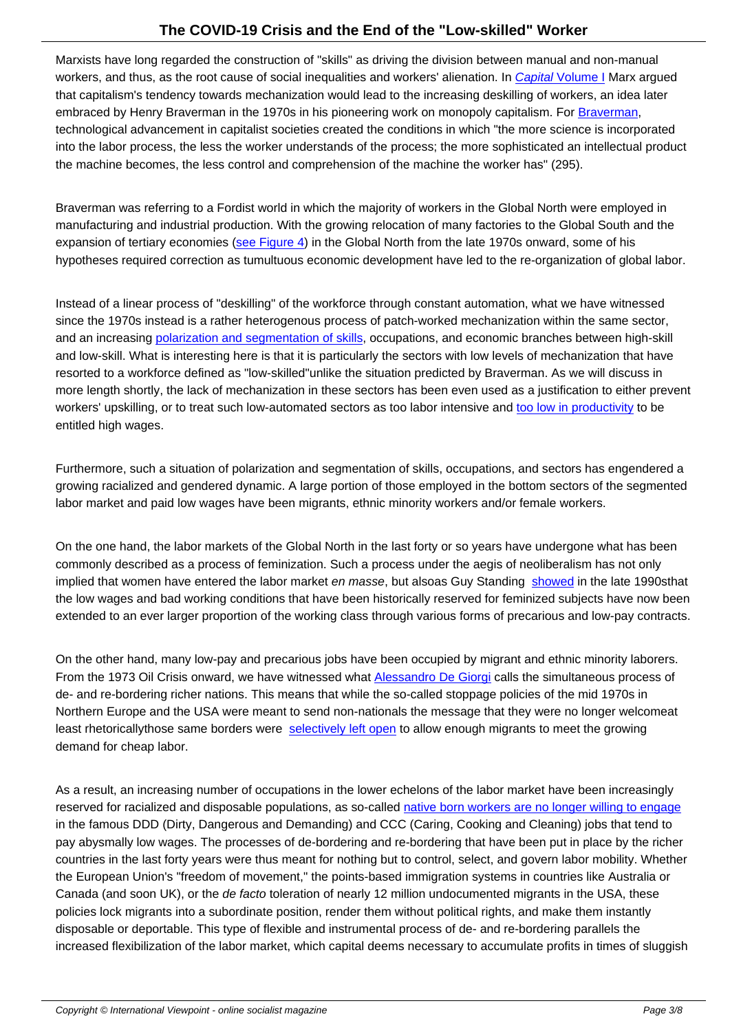Marxists have long regarded the construction of "skills" as driving the division between manual and non-manual workers, and thus, as the root cause of social inequalities and workers' alienation. In *Capital* Volume I Marx argued that capitalism's tendency towards mechanization would lead to the increasing deskilling of workers, an idea later embraced by Henry Braverman in the 1970s in his pioneering work on monopoly capitalism. For Braverman, technological advancement in capitalist societies created the conditions in which "the more science is incorporated into the labor process, the less the worker understands of the process; the more sophisticated an intellectual product the machine becomes, the less control and comprehension of the machine the worker has" (295).

Braverman was referring to a Fordist world in which the majority of workers in the Global North were employed in manufacturing and industrial production. With the growing relocation of many factories to the Global South and the expansion of tertiary economies (see Figure 4) in the Global North from the late 1970s onward, some of his hypotheses required correction as tumultuous economic development have led to the re-organization of global labor.

Instead of a linear process of "deskilling" of the workforce through constant automation, what we have witnessed since the 1970s instead is a rather heterogenous process of patch-worked mechanization within the same sector, and an increasing polarization and segmentation of skills, occupations, and economic branches between high-skill and low-skill. What is interesting here is that it is particularly the sectors with low levels of mechanization that have resorted to a workforce defined as "low-skilled"unlike the situation predicted by Braverman. As we will discuss in more length shortly, the lack of mechanization in these sectors has been even used as a justification to either prevent workers' upskilling, or to treat such low-automated sectors as too labor intensive and too low in productivity to be entitled high wages.

Furthermore, such a situation of polarization and segmentation of skills, occupations, and sectors has engendered a growing racialized and gendered dynamic. A large portion of those employed in the bottom sectors of the segmented labor market and paid low wages have been migrants, ethnic minority workers and/or female workers.

On the one hand, the labor markets of the Global North in the last forty or so years have undergone what has been commonly described as a process of feminization. Such a process under the aegis of neoliberalism has not only implied that women have entered the labor market *en masse*, but alsoas Guy Standing showed in the late 1990sthat the low wages and bad working conditions that have been historically reserved for feminized subjects have now been extended to an ever larger proportion of the working class through various forms of precarious and low-pay contracts.

On the other hand, many low-pay and precarious jobs have been occupied by migrant and ethnic minority laborers. From the 1973 Oil Crisis onward, we have witnessed what Alessandro De Giorgi calls the simultaneous process of de- and re-bordering richer nations. This means that while the so-called stoppage policies of the mid 1970s in Northern Europe and the USA were meant to send non-nationals the message that they were no longer welcomeat least rhetoricallythose same borders were selectively left open to allow enough migrants to meet the growing demand for cheap labor.

As a result, an increasing number of occupations in the lower echelons of the labor market have been increasingly reserved for racialized and disposable populations, as so-called native born workers are no longer willing to engage in the famous DDD (Dirty, Dangerous and Demanding) and CCC (Caring, Cooking and Cleaning) jobs that tend to pay abysmally low wages. The processes of de-bordering and re-bordering that have been put in place by the richer countries in the last forty years were thus meant for nothing but to control, select, and govern labor mobility. Whether the European Union's "freedom of movement," the points-based immigration systems in countries like Australia or Canada (and soon UK), or the *de facto* toleration of nearly 12 million undocumented migrants in the USA, these policies lock migrants into a subordinate position, render them without political rights, and make them instantly disposable or deportable. This type of flexible and instrumental process of de- and re-bordering parallels the increased flexibilization of the labor market, which capital deems necessary to accumulate profits in times of sluggish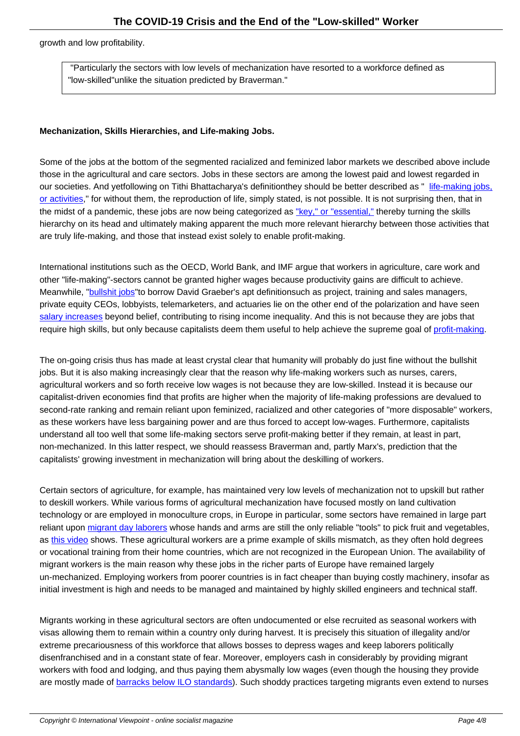growth and low profitability.

> "Particularly the sectors with low levels of mechanization have resorted to a workforce defined as "low-skilled"unlike the situation predicted by Braverman."

**Mechanization, Skills Hierarchies, and Life-making Jobs.**

Some of the jobs at the bottom of the segmented racialized and feminized labor markets we described above include those in the agricultural and care sectors. Jobs in these sectors are among the lowest paid and lowest regarded in our societies. And yetfollowing on Tithi Bhattacharya's definitionthey should be better described as " life-making jobs, or activities," for without them, the reproduction of life, simply stated, is not possible. It is not surprising then, that in the midst of a pandemic, these jobs are now being categorized as "key," or "essential," thereby turning the skills hierarchy on its head and ultimately making apparent the much more relevant hierarchy between those activities that are truly life-making, and those that instead exist solely to enable profit-making.

International institutions such as the OECD, World Bank, and IMF argue that workers in agriculture, care work and other "life-making"-sectors cannot be granted higher wages because productivity gains are difficult to achieve. Meanwhile, "bullshit jobs"to borrow David Graeber's apt definitionsuch as project, training and sales managers, private equity CEOs, lobbyists, telemarketers, and actuaries lie on the other end of the polarization and have seen salary increases beyond belief, contributing to rising income inequality. And this is not because they are jobs that require high skills, but only because capitalists deem them useful to help achieve the supreme goal of profit-making.

The on-going crisis thus has made at least crystal clear that humanity will probably do just fine without the bullshit jobs. But it is also making increasingly clear that the reason why life-making workers such as nurses, carers, agricultural workers and so forth receive low wages is not because they are low-skilled. Instead it is because our capitalist-driven economies find that profits are higher when the majority of life-making professions are devalued to second-rate ranking and remain reliant upon feminized, racialized and other categories of "more disposable" workers, as these workers have less bargaining power and are thus forced to accept low-wages. Furthermore, capitalists understand all too well that some life-making sectors serve profit-making better if they remain, at least in part, non-mechanized. In this latter respect, we should reassess Braverman and, partly Marx's, prediction that the capitalists' growing investment in mechanization will bring about the deskilling of workers.

Certain sectors of agriculture, for example, has maintained very low levels of mechanization not to upskill but rather to deskill workers. While various forms of agricultural mechanization have focused mostly on land cultivation technology or are employed in monoculture crops, in Europe in particular, some sectors have remained in large part reliant upon migrant day laborers whose hands and arms are still the only reliable "tools" to pick fruit and vegetables, as this video shows. These agricultural workers are a prime example of skills mismatch, as they often hold degrees or vocational training from their home countries, which are not recognized in the European Union. The availability of migrant workers is the main reason why these jobs in the richer parts of Europe have remained largely un-mechanized. Employing workers from poorer countries is in fact cheaper than buying costly machinery, insofar as initial investment is high and needs to be managed and maintained by highly skilled engineers and technical staff.

Migrants working in these agricultural sectors are often undocumented or else recruited as seasonal workers with visas allowing them to remain within a country only during harvest. It is precisely this situation of illegality and/or extreme precariousness of this workforce that allows bosses to depress wages and keep laborers politically disenfranchised and in a constant state of fear. Moreover, employers cash in considerably by providing migrant workers with food and lodging, and thus paying them abysmally low wages (even though the housing they provide are mostly made of barracks below ILO standards). Such shoddy practices targeting migrants even extend to nurses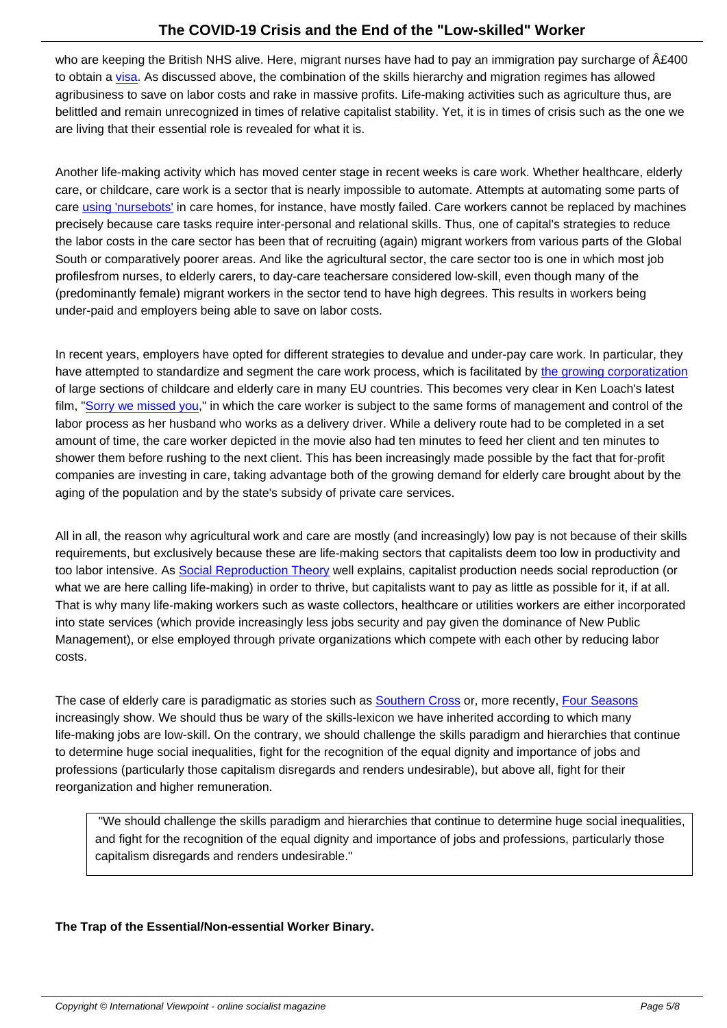who are keeping the British NHS alive. Here, migrant nurses have had to pay an immigration pay surcharge of Â£400 to obtain a visa. As discussed above, the combination of the skills hierarchy and migration regimes has allowed agribusiness to save on labor costs and rake in massive profits. Life-making activities such as agriculture thus, are belittled and remain unrecognized in times of relative capitalist stability. Yet, it is in times of crisis such as the one we are living that their essential role is revealed for what it is.

Another life-making activity which has moved center stage in recent weeks is care work. Whether healthcare, elderly care, or childcare, care work is a sector that is nearly impossible to automate. Attempts at automating some parts of care using 'nursebots' in care homes, for instance, have mostly failed. Care workers cannot be replaced by machines precisely because care tasks require inter-personal and relational skills. Thus, one of capital's strategies to reduce the labor costs in the care sector has been that of recruiting (again) migrant workers from various parts of the Global South or comparatively poorer areas. And like the agricultural sector, the care sector too is one in which most job profilesfrom nurses, to elderly carers, to day-care teachersare considered low-skill, even though many of the (predominantly female) migrant workers in the sector tend to have high degrees. This results in workers being under-paid and employers being able to save on labor costs.

In recent years, employers have opted for different strategies to devalue and under-pay care work. In particular, they have attempted to standardize and segment the care work process, which is facilitated by the growing corporatization of large sections of childcare and elderly care in many EU countries. This becomes very clear in Ken Loach's latest film, "Sorry we missed you," in which the care worker is subject to the same forms of management and control of the labor process as her husband who works as a delivery driver. While a delivery route had to be completed in a set amount of time, the care worker depicted in the movie also had ten minutes to feed her client and ten minutes to shower them before rushing to the next client. This has been increasingly made possible by the fact that for-profit companies are investing in care, taking advantage both of the growing demand for elderly care brought about by the aging of the population and by the state's subsidy of private care services.

All in all, the reason why agricultural work and care are mostly (and increasingly) low pay is not because of their skills requirements, but exclusively because these are life-making sectors that capitalists deem too low in productivity and too labor intensive. As Social Reproduction Theory well explains, capitalist production needs social reproduction (or what we are here calling life-making) in order to thrive, but capitalists want to pay as little as possible for it, if at all. That is why many life-making workers such as waste collectors, healthcare or utilities workers are either incorporated into state services (which provide increasingly less jobs security and pay given the dominance of New Public Management), or else employed through private organizations which compete with each other by reducing labor costs.

The case of elderly care is paradigmatic as stories such as Southern Cross or, more recently, Four Seasons increasingly show. We should thus be wary of the skills-lexicon we have inherited according to which many life-making jobs are low-skill. On the contrary, we should challenge the skills paradigm and hierarchies that continue to determine huge social inequalities, fight for the recognition of the equal dignity and importance of jobs and professions (particularly those capitalism disregards and renders undesirable), but above all, fight for their reorganization and higher remuneration.

> "We should challenge the skills paradigm and hierarchies that continue to determine huge social inequalities, and fight for the recognition of the equal dignity and importance of jobs and professions, particularly those capitalism disregards and renders undesirable."

**The Trap of the Essential/Non-essential Worker Binary.**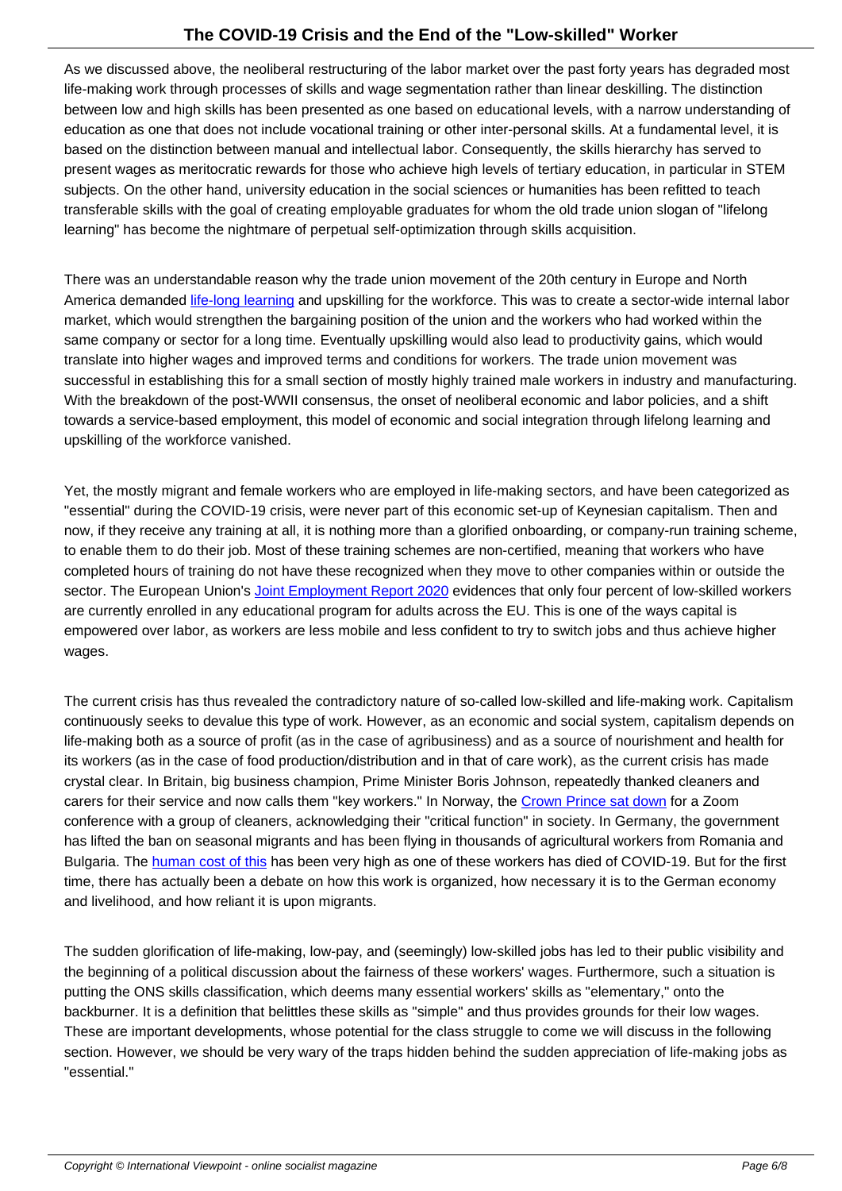As we discussed above, the neoliberal restructuring of the labor market over the past forty years has degraded most life-making work through processes of skills and wage segmentation rather than linear deskilling. The distinction between low and high skills has been presented as one based on educational levels, with a narrow understanding of education as one that does not include vocational training or other inter-personal skills. At a fundamental level, it is based on the distinction between manual and intellectual labor. Consequently, the skills hierarchy has served to present wages as meritocratic rewards for those who achieve high levels of tertiary education, in particular in STEM subjects. On the other hand, university education in the social sciences or humanities has been refitted to teach transferable skills with the goal of creating employable graduates for whom the old trade union slogan of "lifelong learning" has become the nightmare of perpetual self-optimization through skills acquisition.

There was an understandable reason why the trade union movement of the 20th century in Europe and North America demanded life-long learning and upskilling for the workforce. This was to create a sector-wide internal labor market, which would strengthen the bargaining position of the union and the workers who had worked within the same company or sector for a long time. Eventually upskilling would also lead to productivity gains, which would translate into higher wages and improved terms and conditions for workers. The trade union movement was successful in establishing this for a small section of mostly highly trained male workers in industry and manufacturing. With the breakdown of the post-WWII consensus, the onset of neoliberal economic and labor policies, and a shift towards a service-based employment, this model of economic and social integration through lifelong learning and upskilling of the workforce vanished.

Yet, the mostly migrant and female workers who are employed in life-making sectors, and have been categorized as "essential" during the COVID-19 crisis, were never part of this economic set-up of Keynesian capitalism. Then and now, if they receive any training at all, it is nothing more than a glorified onboarding, or company-run training scheme, to enable them to do their job. Most of these training schemes are non-certified, meaning that workers who have completed hours of training do not have these recognized when they move to other companies within or outside the sector. The European Union's Joint Employment Report 2020 evidences that only four percent of low-skilled workers are currently enrolled in any educational program for adults across the EU. This is one of the ways capital is empowered over labor, as workers are less mobile and less confident to try to switch jobs and thus achieve higher wages.

The current crisis has thus revealed the contradictory nature of so-called low-skilled and life-making work. Capitalism continuously seeks to devalue this type of work. However, as an economic and social system, capitalism depends on life-making both as a source of profit (as in the case of agribusiness) and as a source of nourishment and health for its workers (as in the case of food production/distribution and in that of care work), as the current crisis has made crystal clear. In Britain, big business champion, Prime Minister Boris Johnson, repeatedly thanked cleaners and carers for their service and now calls them "key workers." In Norway, the Crown Prince sat down for a Zoom conference with a group of cleaners, acknowledging their "critical function" in society. In Germany, the government has lifted the ban on seasonal migrants and has been flying in thousands of agricultural workers from Romania and Bulgaria. The human cost of this has been very high as one of these workers has died of COVID-19. But for the first time, there has actually been a debate on how this work is organized, how necessary it is to the German economy and livelihood, and how reliant it is upon migrants.

The sudden glorification of life-making, low-pay, and (seemingly) low-skilled jobs has led to their public visibility and the beginning of a political discussion about the fairness of these workers' wages. Furthermore, such a situation is putting the ONS skills classification, which deems many essential workers' skills as "elementary," onto the backburner. It is a definition that belittles these skills as "simple" and thus provides grounds for their low wages. These are important developments, whose potential for the class struggle to come we will discuss in the following section. However, we should be very wary of the traps hidden behind the sudden appreciation of life-making jobs as "essential."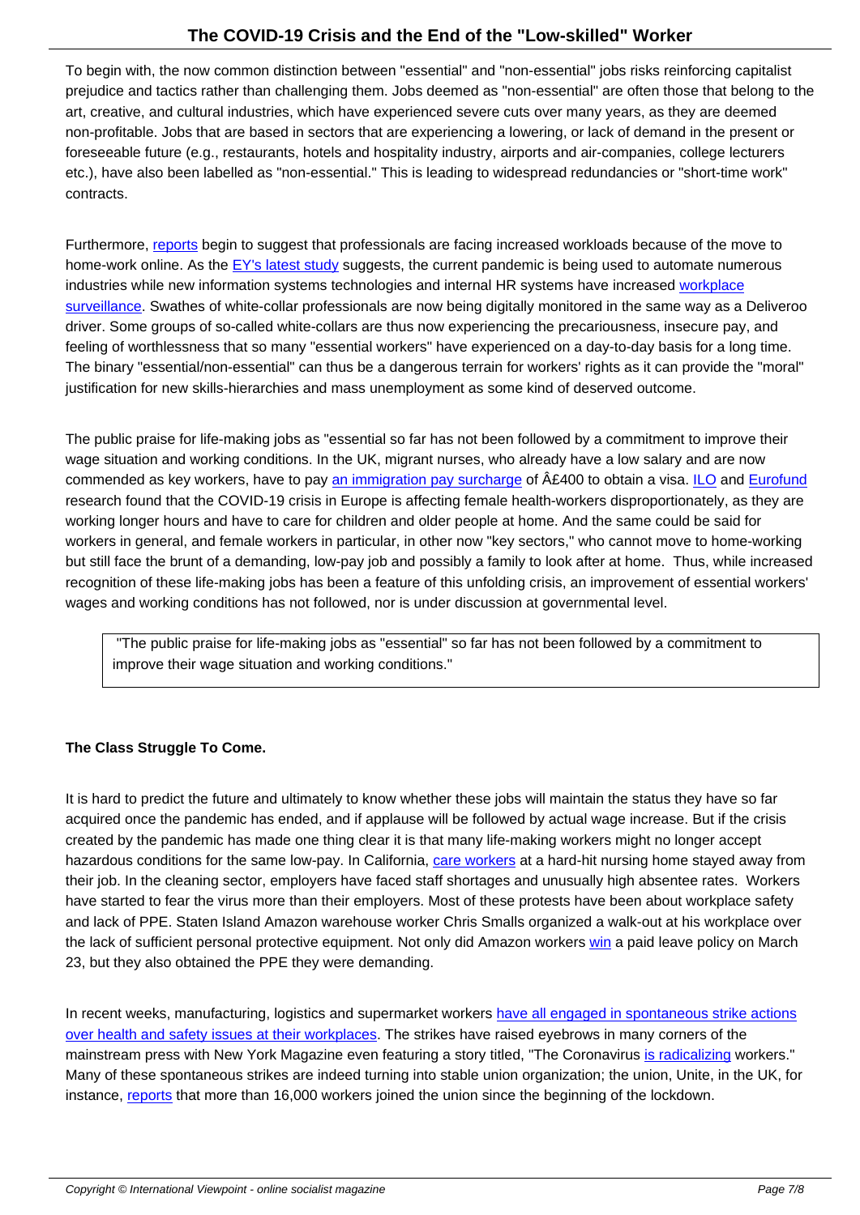To begin with, the now common distinction between "essential" and "non-essential" jobs risks reinforcing capitalist prejudice and tactics rather than challenging them. Jobs deemed as "non-essential" are often those that belong to the art, creative, and cultural industries, which have experienced severe cuts over many years, as they are deemed non-profitable. Jobs that are based in sectors that are experiencing a lowering, or lack of demand in the present or foreseeable future (e.g., restaurants, hotels and hospitality industry, airports and air-companies, college lecturers etc.), have also been labelled as "non-essential." This is leading to widespread redundancies or "short-time work" contracts.

Furthermore, reports begin to suggest that professionals are facing increased workloads because of the move to home-work online. As the EY's latest study suggests, the current pandemic is being used to automate numerous industries while new information systems technologies and internal HR systems have increased workplace surveillance. Swathes of white-collar professionals are now being digitally monitored in the same way as a Deliveroo driver. Some groups of so-called white-collars are thus now experiencing the precariousness, insecure pay, and feeling of worthlessness that so many "essential workers" have experienced on a day-to-day basis for a long time. The binary "essential/non-essential" can thus be a dangerous terrain for workers' rights as it can provide the "moral" justification for new skills-hierarchies and mass unemployment as some kind of deserved outcome.

The public praise for life-making jobs as "essential so far has not been followed by a commitment to improve their wage situation and working conditions. In the UK, migrant nurses, who already have a low salary and are now commended as key workers, have to pay an immigration pay surcharge of Â£400 to obtain a visa. ILO and Eurofund research found that the COVID-19 crisis in Europe is affecting female health-workers disproportionately, as they are working longer hours and have to care for children and older people at home. And the same could be said for workers in general, and female workers in particular, in other now "key sectors," who cannot move to home-working but still face the brunt of a demanding, low-pay job and possibly a family to look after at home. Thus, while increased recognition of these life-making jobs has been a feature of this unfolding crisis, an improvement of essential workers' wages and working conditions has not followed, nor is under discussion at governmental level.

> "The public praise for life-making jobs as "essential" so far has not been followed by a commitment to improve their wage situation and working conditions."

**The Class Struggle To Come.**

It is hard to predict the future and ultimately to know whether these jobs will maintain the status they have so far acquired once the pandemic has ended, and if applause will be followed by actual wage increase. But if the crisis created by the pandemic has made one thing clear it is that many life-making workers might no longer accept hazardous conditions for the same low-pay. In California, care workers at a hard-hit nursing home stayed away from their job. In the cleaning sector, employers have faced staff shortages and unusually high absentee rates. Workers have started to fear the virus more than their employers. Most of these protests have been about workplace safety and lack of PPE. Staten Island Amazon warehouse worker Chris Smalls organized a walk-out at his workplace over the lack of sufficient personal protective equipment. Not only did Amazon workers win a paid leave policy on March 23, but they also obtained the PPE they were demanding.

In recent weeks, manufacturing, logistics and supermarket workers have all engaged in spontaneous strike actions over health and safety issues at their workplaces. The strikes have raised eyebrows in many corners of the mainstream press with New York Magazine even featuring a story titled, "The Coronavirus is radicalizing workers." Many of these spontaneous strikes are indeed turning into stable union organization; the union, Unite, in the UK, for instance, reports that more than 16,000 workers joined the union since the beginning of the lockdown.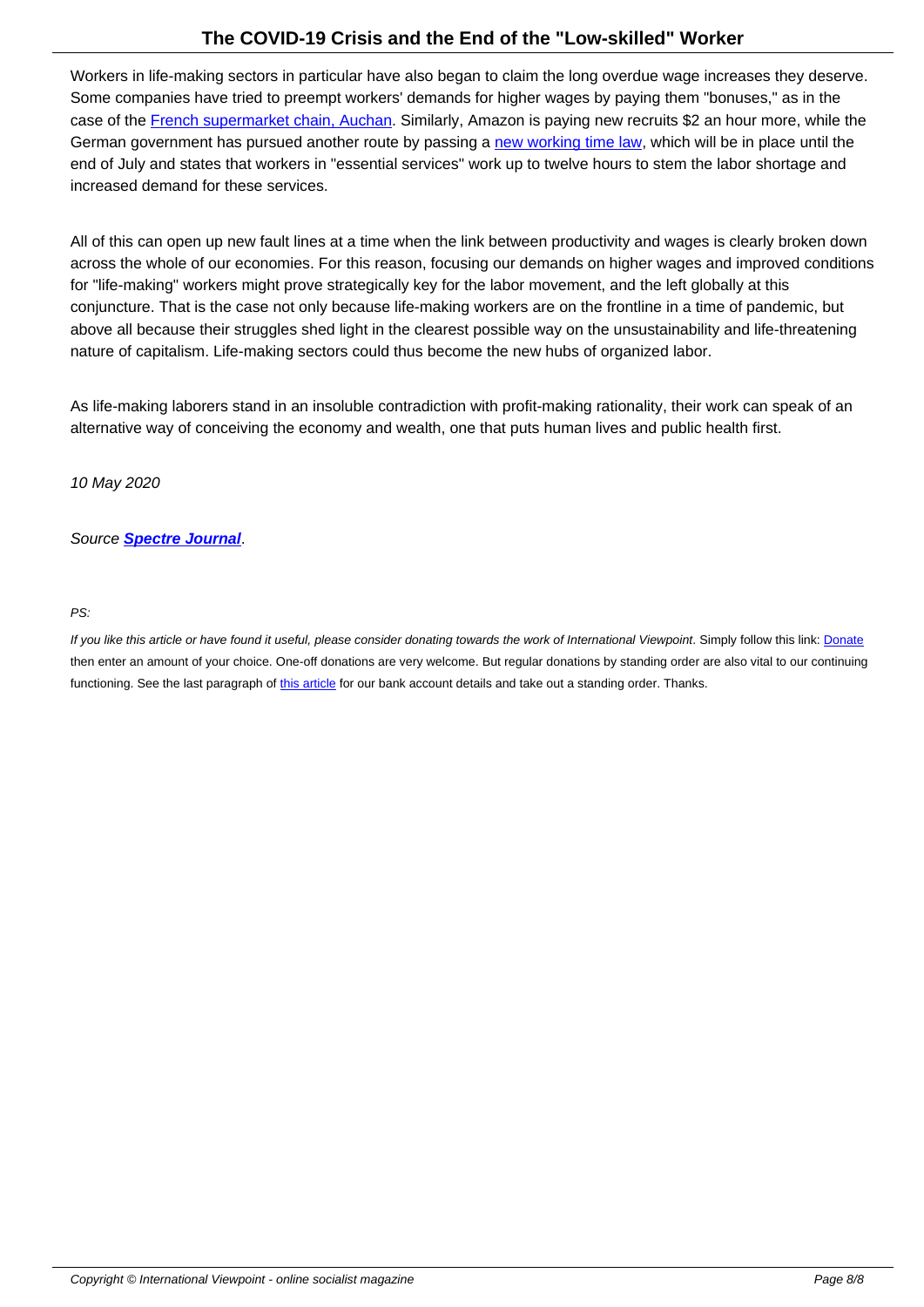Workers in life-making sectors in particular have also began to claim the long overdue wage increases they deserve. Some companies have tried to preempt workers' demands for higher wages by paying them "bonuses," as in the case of the French supermarket chain, Auchan. Similarly, Amazon is paying new recruits $2 an hour more, while the German government has pursued another route by passing a new working time law, which will be in place until the end of July and states that workers in "essential services" work up to twelve hours to stem the labor shortage and increased demand for these services.

All of this can open up new fault lines at a time when the link between productivity and wages is clearly broken down across the whole of our economies. For this reason, focusing our demands on higher wages and improved conditions for "life-making" workers might prove strategically key for the labor movement, and the left globally at this conjuncture. That is the case not only because life-making workers are on the frontline in a time of pandemic, but above all because their struggles shed light in the clearest possible way on the unsustainability and life-threatening nature of capitalism. Life-making sectors could thus become the new hubs of organized labor.

As life-making laborers stand in an insoluble contradiction with profit-making rationality, their work can speak of an alternative way of conceiving the economy and wealth, one that puts human lives and public health first.

*10 May 2020*

*Source* ***Spectre Journal****.*

*PS:*

*If you like this article or have found it useful, please consider donating towards the work of International Viewpoint.* Simply follow this link: Donate then enter an amount of your choice. One-off donations are very welcome. But regular donations by standing order are also vital to our continuing functioning. See the last paragraph of this article for our bank account details and take out a standing order. Thanks.